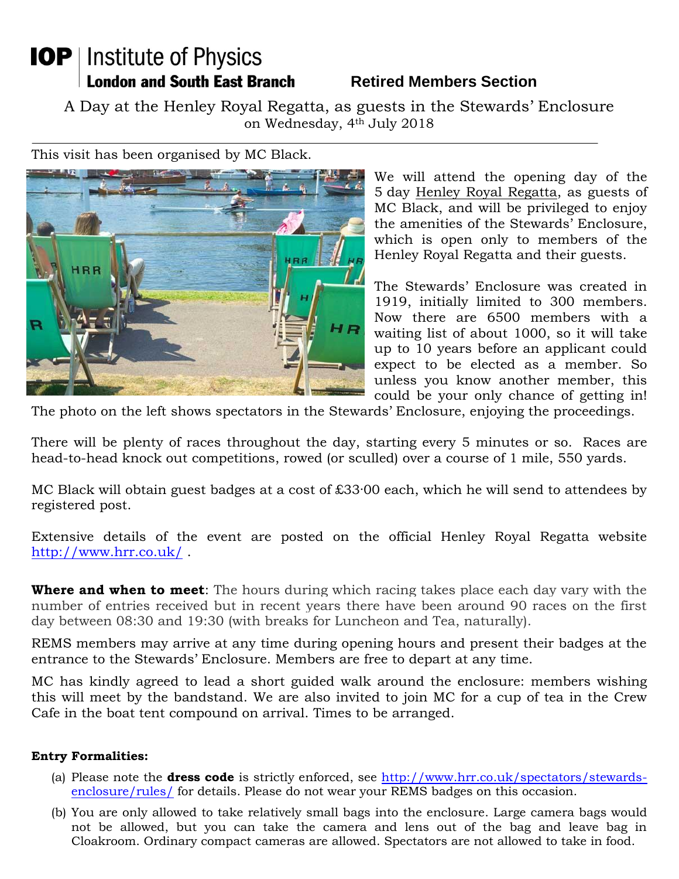# IOP | Institute of Physics

**London and South East Branch** **Retired Members Section**

## A Day at the Henley Royal Regatta, as guests in the Stewards' Enclosure

on Wednesday, 4th July 2018

---

This visit has been organised by MC Black.

We will attend the opening day of the 5 day Henley Royal Regatta, as guests of MC Black, and will be privileged to enjoy the amenities of the Stewards' Enclosure, which is open only to members of the Henley Royal Regatta and their guests.

The Stewards' Enclosure was created in 1919, initially limited to 300 members. Now there are 6500 members with a waiting list of about 1000, so it will take up to 10 years before an applicant could expect to be elected as a member. So unless you know another member, this could be your only chance of getting in!

The photo on the left shows spectators in the Stewards' Enclosure, enjoying the proceedings.

There will be plenty of races throughout the day, starting every 5 minutes or so. Races are head-to-head knock out competitions, rowed (or sculled) over a course of 1 mile, 550 yards.

MC Black will obtain guest badges at a cost of £33·00 each, which he will send to attendees by registered post.

Extensive details of the event are posted on the official Henley Royal Regatta website http://www.hrr.co.uk/ .

**Where and when to meet**: The hours during which racing takes place each day vary with the number of entries received but in recent years there have been around 90 races on the first day between 08:30 and 19:30 (with breaks for Luncheon and Tea, naturally).

REMS members may arrive at any time during opening hours and present their badges at the entrance to the Stewards' Enclosure. Members are free to depart at any time.

MC has kindly agreed to lead a short guided walk around the enclosure: members wishing this will meet by the bandstand. We are also invited to join MC for a cup of tea in the Crew Cafe in the boat tent compound on arrival. Times to be arranged.

**Entry Formalities:**

(a) Please note the **dress code** is strictly enforced, see http://www.hrr.co.uk/spectators/stewards-enclosure/rules/ for details. Please do not wear your REMS badges on this occasion.

(b) You are only allowed to take relatively small bags into the enclosure. Large camera bags would not be allowed, but you can take the camera and lens out of the bag and leave bag in Cloakroom. Ordinary compact cameras are allowed. Spectators are not allowed to take in food.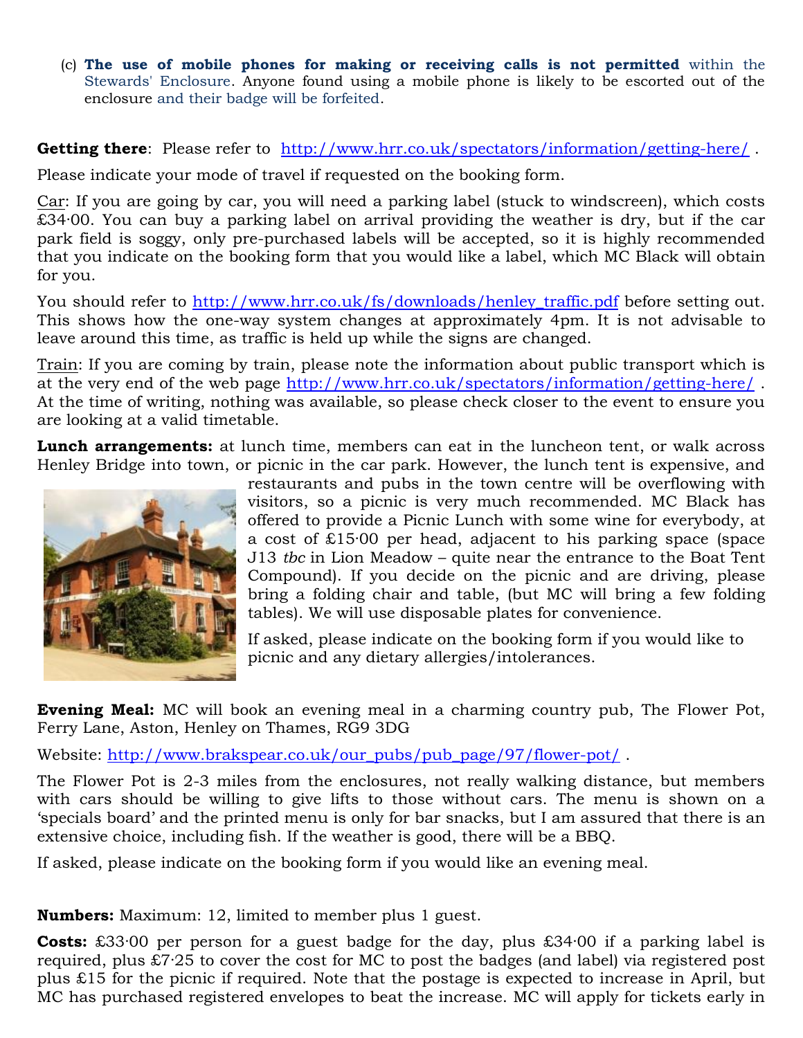(c) **The use of mobile phones for making or receiving calls is not permitted** within the Stewards' Enclosure. Anyone found using a mobile phone is likely to be escorted out of the enclosure and their badge will be forfeited.

**Getting there**: Please refer to http://www.hrr.co.uk/spectators/information/getting-here/ .

Please indicate your mode of travel if requested on the booking form.

Car: If you are going by car, you will need a parking label (stuck to windscreen), which costs £34·00. You can buy a parking label on arrival providing the weather is dry, but if the car park field is soggy, only pre-purchased labels will be accepted, so it is highly recommended that you indicate on the booking form that you would like a label, which MC Black will obtain for you.

You should refer to http://www.hrr.co.uk/fs/downloads/henley_traffic.pdf before setting out. This shows how the one-way system changes at approximately 4pm. It is not advisable to leave around this time, as traffic is held up while the signs are changed.

Train: If you are coming by train, please note the information about public transport which is at the very end of the web page http://www.hrr.co.uk/spectators/information/getting-here/ . At the time of writing, nothing was available, so please check closer to the event to ensure you are looking at a valid timetable.

**Lunch arrangements:** at lunch time, members can eat in the luncheon tent, or walk across Henley Bridge into town, or picnic in the car park. However, the lunch tent is expensive, and restaurants and pubs in the town centre will be overflowing with visitors, so a picnic is very much recommended. MC Black has offered to provide a Picnic Lunch with some wine for everybody, at a cost of £15·00 per head, adjacent to his parking space (space J13 *tbc* in Lion Meadow – quite near the entrance to the Boat Tent Compound). If you decide on the picnic and are driving, please bring a folding chair and table, (but MC will bring a few folding tables). We will use disposable plates for convenience.

If asked, please indicate on the booking form if you would like to picnic and any dietary allergies/intolerances.

**Evening Meal:** MC will book an evening meal in a charming country pub, The Flower Pot, Ferry Lane, Aston, Henley on Thames, RG9 3DG

Website: http://www.brakspear.co.uk/our_pubs/pub_page/97/flower-pot/ .

The Flower Pot is 2-3 miles from the enclosures, not really walking distance, but members with cars should be willing to give lifts to those without cars. The menu is shown on a 'specials board' and the printed menu is only for bar snacks, but I am assured that there is an extensive choice, including fish. If the weather is good, there will be a BBQ.

If asked, please indicate on the booking form if you would like an evening meal.

**Numbers:** Maximum: 12, limited to member plus 1 guest.

**Costs:** £33·00 per person for a guest badge for the day, plus £34·00 if a parking label is required, plus £7·25 to cover the cost for MC to post the badges (and label) via registered post plus £15 for the picnic if required. Note that the postage is expected to increase in April, but MC has purchased registered envelopes to beat the increase. MC will apply for tickets early in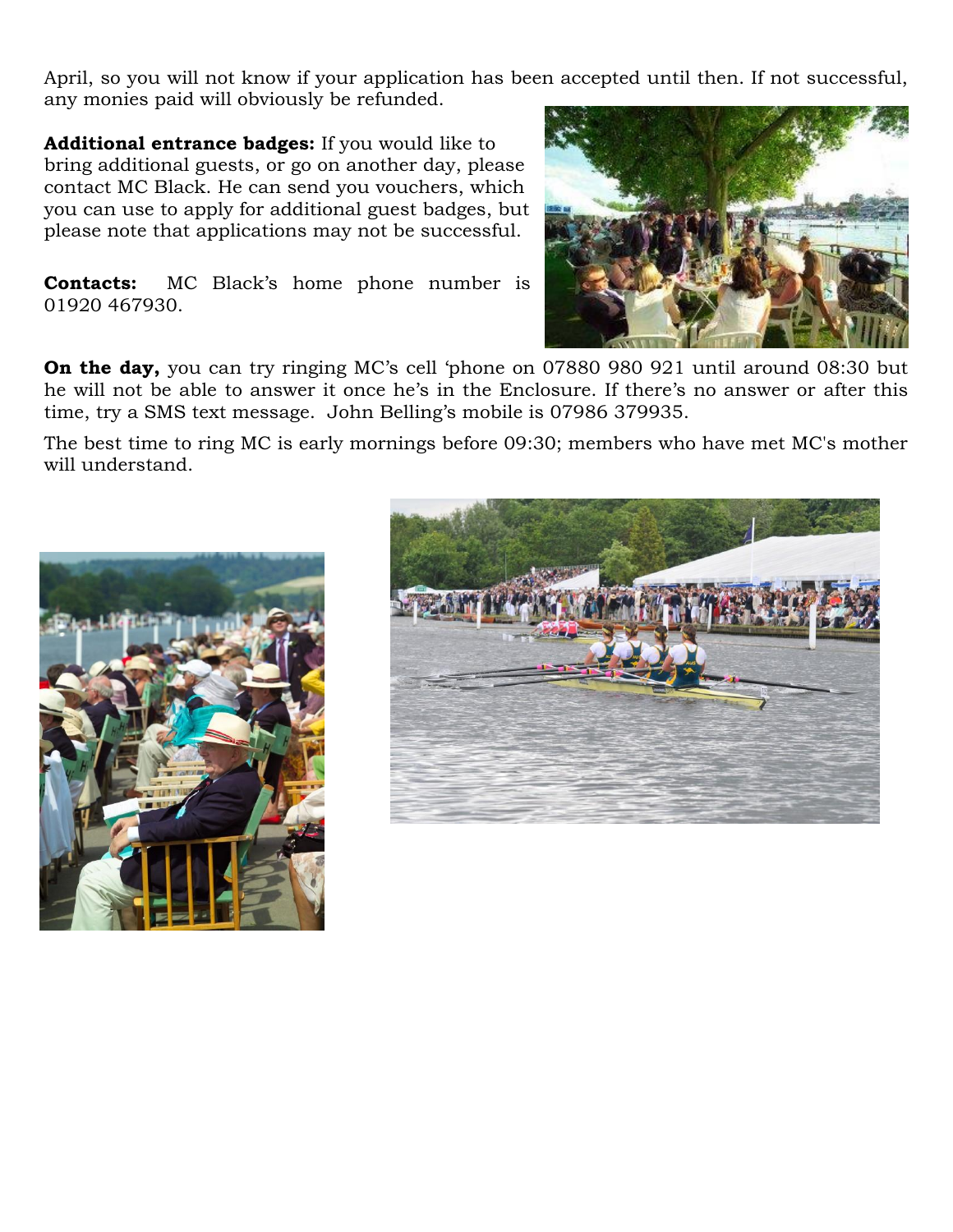April, so you will not know if your application has been accepted until then. If not successful, any monies paid will obviously be refunded.

**Additional entrance badges:** If you would like to bring additional guests, or go on another day, please contact MC Black. He can send you vouchers, which you can use to apply for additional guest badges, but please note that applications may not be successful.

**Contacts:** MC Black's home phone number is 01920 467930.

**On the day,** you can try ringing MC's cell 'phone on 07880 980 921 until around 08:30 but he will not be able to answer it once he's in the Enclosure. If there's no answer or after this time, try a SMS text message. John Belling's mobile is 07986 379935.

The best time to ring MC is early mornings before 09:30; members who have met MC's mother will understand.